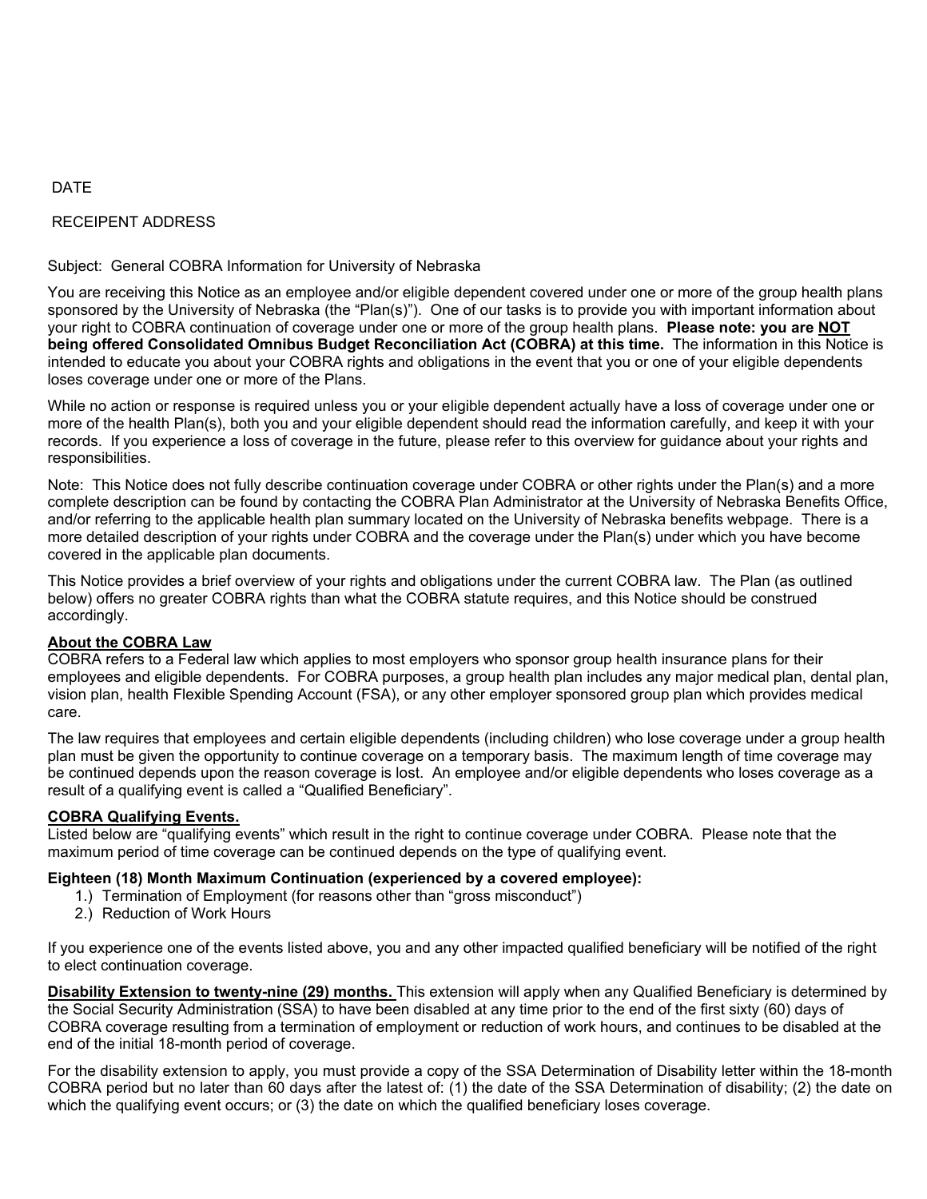DATE

RECEIPENT ADDRESS

Subject: General COBRA Information for University of Nebraska

You are receiving this Notice as an employee and/or eligible dependent covered under one or more of the group health plans sponsored by the University of Nebraska (the "Plan(s)"). One of our tasks is to provide you with important information about your right to COBRA continuation of coverage under one or more of the group health plans. **Please note: you are <u>NOT</u> being offered Consolidated Omnibus Budget Reconciliation Act (COBRA) at this time.** The information in this Notice is intended to educate you about your COBRA rights and obligations in the event that you or one of your eligible dependents loses coverage under one or more of the Plans.

While no action or response is required unless you or your eligible dependent actually have a loss of coverage under one or more of the health Plan(s), both you and your eligible dependent should read the information carefully, and keep it with your records. If you experience a loss of coverage in the future, please refer to this overview for guidance about your rights and responsibilities.

Note: This Notice does not fully describe continuation coverage under COBRA or other rights under the Plan(s) and a more complete description can be found by contacting the COBRA Plan Administrator at the University of Nebraska Benefits Office, and/or referring to the applicable health plan summary located on the University of Nebraska benefits webpage. There is a more detailed description of your rights under COBRA and the coverage under the Plan(s) under which you have become covered in the applicable plan documents.

This Notice provides a brief overview of your rights and obligations under the current COBRA law. The Plan (as outlined below) offers no greater COBRA rights than what the COBRA statute requires, and this Notice should be construed accordingly.

**<u>About the COBRA Law</u>**

COBRA refers to a Federal law which applies to most employers who sponsor group health insurance plans for their employees and eligible dependents. For COBRA purposes, a group health plan includes any major medical plan, dental plan, vision plan, health Flexible Spending Account (FSA), or any other employer sponsored group plan which provides medical care.

The law requires that employees and certain eligible dependents (including children) who lose coverage under a group health plan must be given the opportunity to continue coverage on a temporary basis. The maximum length of time coverage may be continued depends upon the reason coverage is lost. An employee and/or eligible dependents who loses coverage as a result of a qualifying event is called a "Qualified Beneficiary".

**<u>COBRA Qualifying Events.</u>**

Listed below are "qualifying events" which result in the right to continue coverage under COBRA. Please note that the maximum period of time coverage can be continued depends on the type of qualifying event.

**Eighteen (18) Month Maximum Continuation (experienced by a covered employee):**

1.) Termination of Employment (for reasons other than "gross misconduct")
2.) Reduction of Work Hours

If you experience one of the events listed above, you and any other impacted qualified beneficiary will be notified of the right to elect continuation coverage.

**<u>Disability Extension to twenty-nine (29) months.</u>** This extension will apply when any Qualified Beneficiary is determined by the Social Security Administration (SSA) to have been disabled at any time prior to the end of the first sixty (60) days of COBRA coverage resulting from a termination of employment or reduction of work hours, and continues to be disabled at the end of the initial 18-month period of coverage.

For the disability extension to apply, you must provide a copy of the SSA Determination of Disability letter within the 18-month COBRA period but no later than 60 days after the latest of: (1) the date of the SSA Determination of disability; (2) the date on which the qualifying event occurs; or (3) the date on which the qualified beneficiary loses coverage.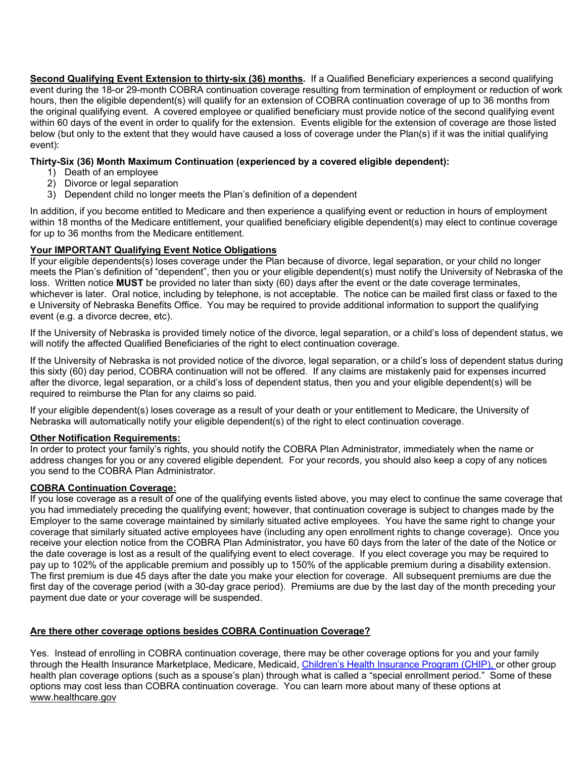**<u>Second Qualifying Event Extension to thirty-six (36) months</u>.** If a Qualified Beneficiary experiences a second qualifying event during the 18-or 29-month COBRA continuation coverage resulting from termination of employment or reduction of work hours, then the eligible dependent(s) will qualify for an extension of COBRA continuation coverage of up to 36 months from the original qualifying event. A covered employee or qualified beneficiary must provide notice of the second qualifying event within 60 days of the event in order to qualify for the extension. Events eligible for the extension of coverage are those listed below (but only to the extent that they would have caused a loss of coverage under the Plan(s) if it was the initial qualifying event):

**Thirty-Six (36) Month Maximum Continuation (experienced by a covered eligible dependent):**

1) Death of an employee
2) Divorce or legal separation
3) Dependent child no longer meets the Plan's definition of a dependent

In addition, if you become entitled to Medicare and then experience a qualifying event or reduction in hours of employment within 18 months of the Medicare entitlement, your qualified beneficiary eligible dependent(s) may elect to continue coverage for up to 36 months from the Medicare entitlement.

**<u>Your IMPORTANT Qualifying Event Notice Obligations</u>**

If your eligible dependents(s) loses coverage under the Plan because of divorce, legal separation, or your child no longer meets the Plan's definition of "dependent", then you or your eligible dependent(s) must notify the University of Nebraska of the loss. Written notice **MUST** be provided no later than sixty (60) days after the event or the date coverage terminates, whichever is later. Oral notice, including by telephone, is not acceptable. The notice can be mailed first class or faxed to the e University of Nebraska Benefits Office. You may be required to provide additional information to support the qualifying event (e.g. a divorce decree, etc).

If the University of Nebraska is provided timely notice of the divorce, legal separation, or a child's loss of dependent status, we will notify the affected Qualified Beneficiaries of the right to elect continuation coverage.

If the University of Nebraska is not provided notice of the divorce, legal separation, or a child's loss of dependent status during this sixty (60) day period, COBRA continuation will not be offered. If any claims are mistakenly paid for expenses incurred after the divorce, legal separation, or a child's loss of dependent status, then you and your eligible dependent(s) will be required to reimburse the Plan for any claims so paid.

If your eligible dependent(s) loses coverage as a result of your death or your entitlement to Medicare, the University of Nebraska will automatically notify your eligible dependent(s) of the right to elect continuation coverage.

**<u>Other Notification Requirements:</u>**

In order to protect your family's rights, you should notify the COBRA Plan Administrator, immediately when the name or address changes for you or any covered eligible dependent. For your records, you should also keep a copy of any notices you send to the COBRA Plan Administrator.

**<u>COBRA Continuation Coverage:</u>**

If you lose coverage as a result of one of the qualifying events listed above, you may elect to continue the same coverage that you had immediately preceding the qualifying event; however, that continuation coverage is subject to changes made by the Employer to the same coverage maintained by similarly situated active employees. You have the same right to change your coverage that similarly situated active employees have (including any open enrollment rights to change coverage). Once you receive your election notice from the COBRA Plan Administrator, you have 60 days from the later of the date of the Notice or the date coverage is lost as a result of the qualifying event to elect coverage. If you elect coverage you may be required to pay up to 102% of the applicable premium and possibly up to 150% of the applicable premium during a disability extension. The first premium is due 45 days after the date you make your election for coverage. All subsequent premiums are due the first day of the coverage period (with a 30-day grace period). Premiums are due by the last day of the month preceding your payment due date or your coverage will be suspended.

**<u>Are there other coverage options besides COBRA Continuation Coverage?</u>**

Yes. Instead of enrolling in COBRA continuation coverage, there may be other coverage options for you and your family through the Health Insurance Marketplace, Medicare, Medicaid, Children's Health Insurance Program (CHIP), or other group health plan coverage options (such as a spouse's plan) through what is called a "special enrollment period." Some of these options may cost less than COBRA continuation coverage. You can learn more about many of these options at www.healthcare.gov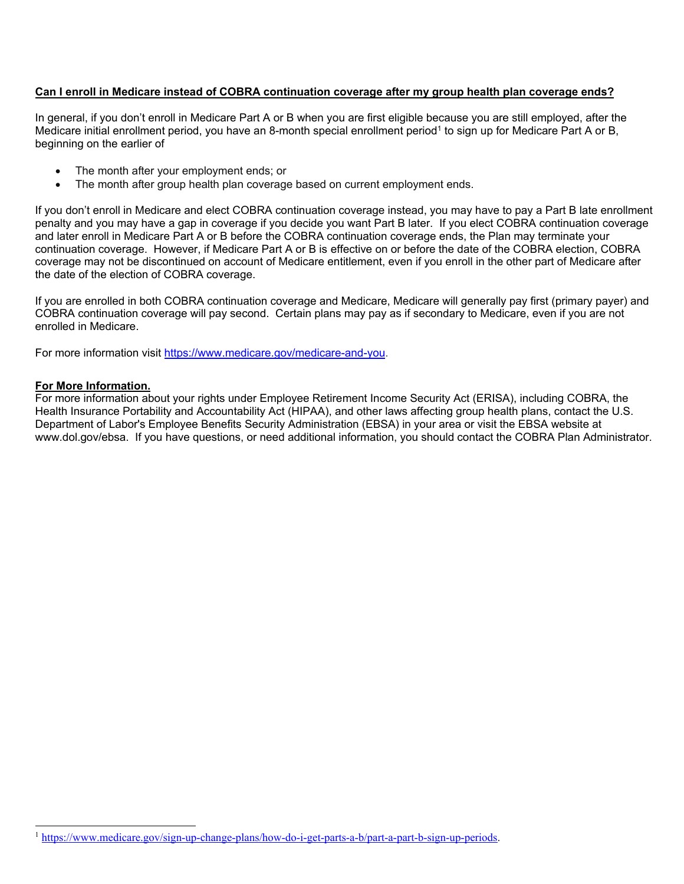**Can I enroll in Medicare instead of COBRA continuation coverage after my group health plan coverage ends?**

In general, if you don't enroll in Medicare Part A or B when you are first eligible because you are still employed, after the Medicare initial enrollment period, you have an 8-month special enrollment period[1] to sign up for Medicare Part A or B, beginning on the earlier of

- The month after your employment ends; or
- The month after group health plan coverage based on current employment ends.

If you don't enroll in Medicare and elect COBRA continuation coverage instead, you may have to pay a Part B late enrollment penalty and you may have a gap in coverage if you decide you want Part B later. If you elect COBRA continuation coverage and later enroll in Medicare Part A or B before the COBRA continuation coverage ends, the Plan may terminate your continuation coverage. However, if Medicare Part A or B is effective on or before the date of the COBRA election, COBRA coverage may not be discontinued on account of Medicare entitlement, even if you enroll in the other part of Medicare after the date of the election of COBRA coverage.

If you are enrolled in both COBRA continuation coverage and Medicare, Medicare will generally pay first (primary payer) and COBRA continuation coverage will pay second. Certain plans may pay as if secondary to Medicare, even if you are not enrolled in Medicare.

For more information visit https://www.medicare.gov/medicare-and-you.

**For More Information.**

For more information about your rights under Employee Retirement Income Security Act (ERISA), including COBRA, the Health Insurance Portability and Accountability Act (HIPAA), and other laws affecting group health plans, contact the U.S. Department of Labor's Employee Benefits Security Administration (EBSA) in your area or visit the EBSA website at www.dol.gov/ebsa. If you have questions, or need additional information, you should contact the COBRA Plan Administrator.

[1] https://www.medicare.gov/sign-up-change-plans/how-do-i-get-parts-a-b/part-a-part-b-sign-up-periods.